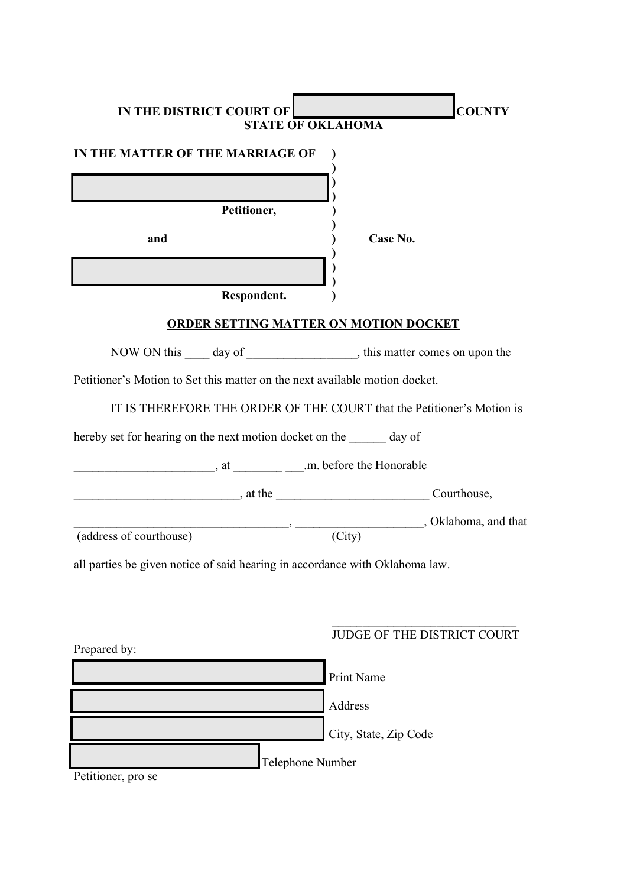**IN THE DISTRICT COURT OF \_\_\_\_\_\_\_\_\_\_\_\_\_\_\_\_\_\_\_\_ COUNTY**
**STATE OF OKLAHOMA**

**IN THE MATTER OF THE MARRIAGE OF**

\_\_\_\_\_\_\_\_\_\_\_\_\_\_\_\_\_\_\_\_\_\_\_\_\_\_\_\_\_\_\_\_

**Petitioner,**

**and** **Case No.**

\_\_\_\_\_\_\_\_\_\_\_\_\_\_\_\_\_\_\_\_\_\_\_\_\_\_\_\_\_\_\_\_

**Respondent.**

**ORDER SETTING MATTER ON MOTION DOCKET**

NOW ON this ____ day of __________________, this matter comes on upon the Petitioner's Motion to Set this matter on the next available motion docket.

IT IS THEREFORE THE ORDER OF THE COURT that the Petitioner's Motion is hereby set for hearing on the next motion docket on the ______ day of _______________________, at ________ ___.m. before the Honorable ___________________________, at the _________________________ Courthouse, ___________________________________, ____________________, Oklahoma, and that
(address of courthouse) (City)

all parties be given notice of said hearing in accordance with Oklahoma law.

______________________________
JUDGE OF THE DISTRICT COURT

Prepared by:

\_\_\_\_\_\_\_\_\_\_\_\_\_\_\_\_\_\_\_\_\_\_\_\_\_\_\_\_ Print Name

\_\_\_\_\_\_\_\_\_\_\_\_\_\_\_\_\_\_\_\_\_\_\_\_\_\_\_\_ Address

\_\_\_\_\_\_\_\_\_\_\_\_\_\_\_\_\_\_\_\_\_\_\_\_\_\_\_\_ City, State, Zip Code

\_\_\_\_\_\_\_\_\_\_\_\_\_\_\_\_\_\_\_\_\_\_ Telephone Number

Petitioner, pro se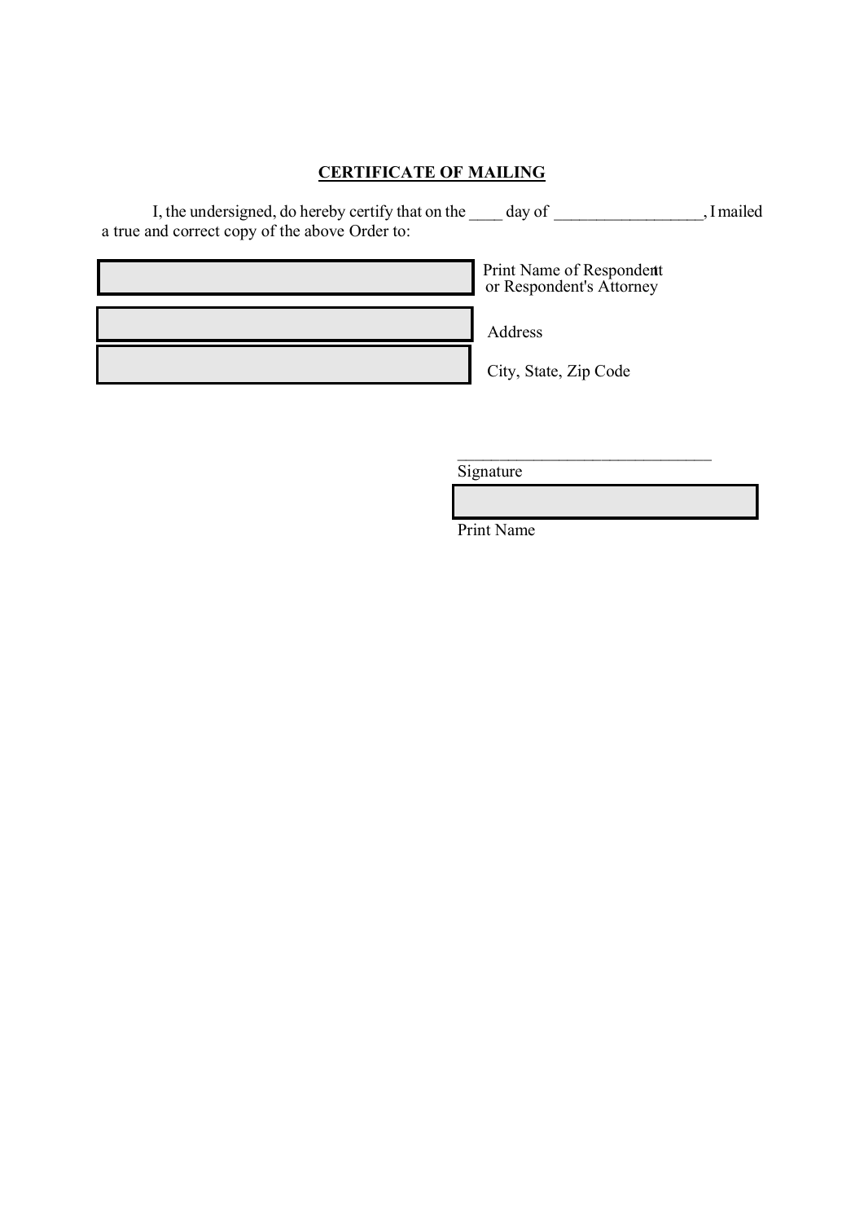**CERTIFICATE OF MAILING**

I, the undersigned, do hereby certify that on the ____ day of _________________, I mailed a true and correct copy of the above Order to:

| | |
|---|---|
| | Print Name of Respondent or Respondent's Attorney |
| | Address |
| | City, State, Zip Code |

_______________________________
Signature

Print Name